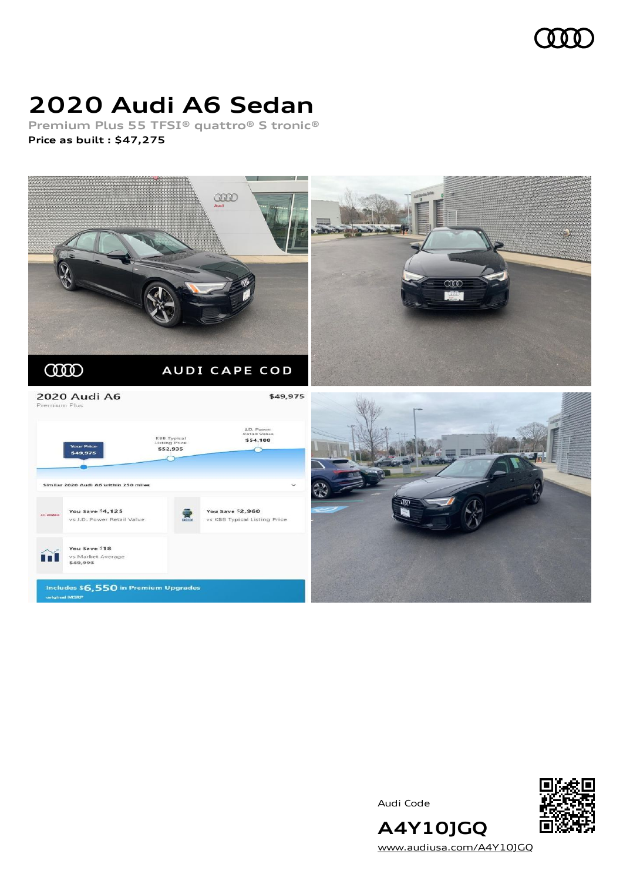# 2020 Audi A6 Sedan

**Premium Plus 55 TFSI® quattro® S tronic®**

**Price as built : $47,275**

Audi Code

**A4Y10JGQ**

www.audiusa.com/A4Y10JGQ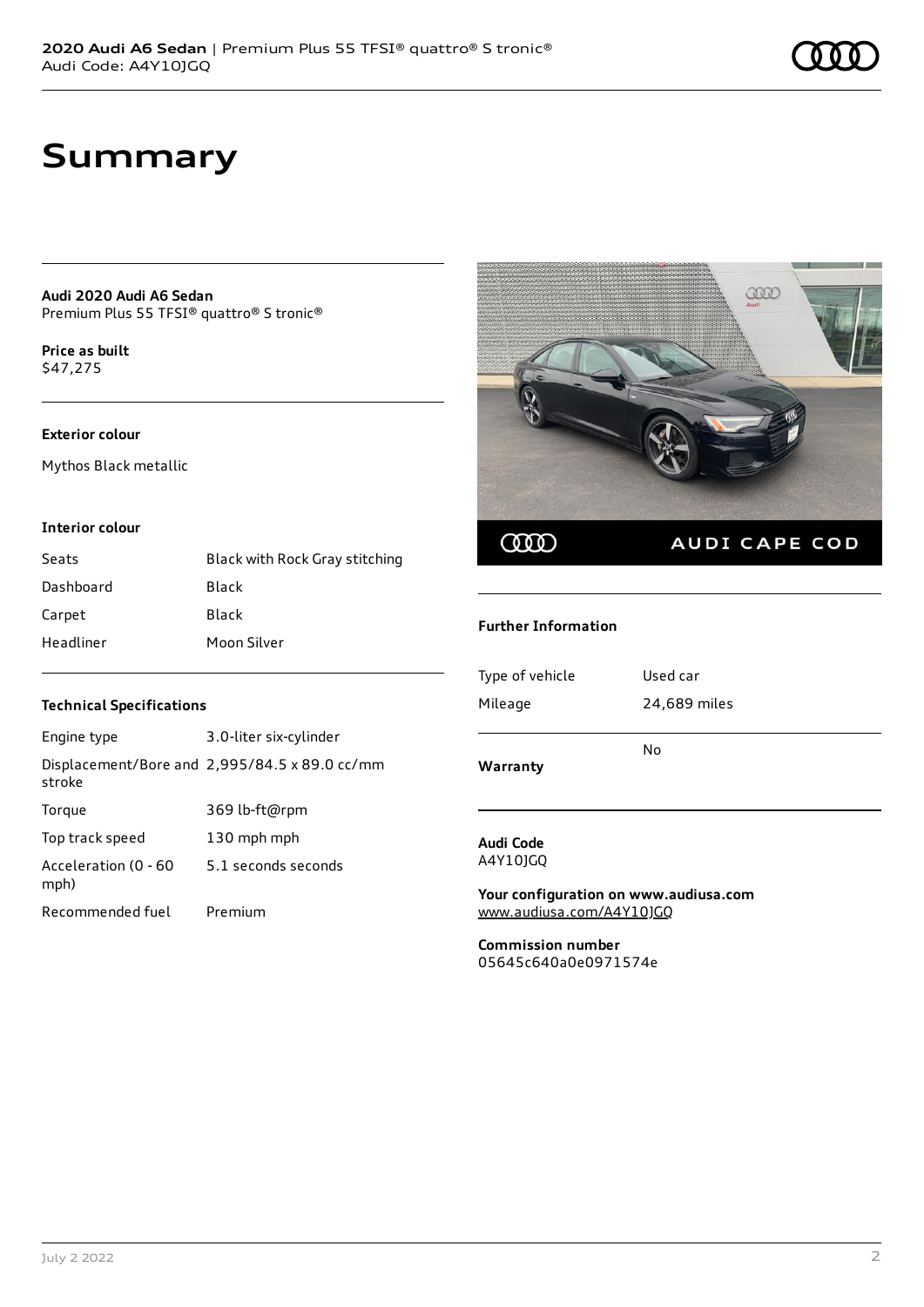# Summary

**Audi 2020 Audi A6 Sedan**
Premium Plus 55 TFSI® quattro® S tronic®

**Price as built**
$47,275

**Exterior colour**

Mythos Black metallic

**Interior colour**

| | |
|---|---|
| Seats | Black with Rock Gray stitching |
| Dashboard | Black |
| Carpet | Black |
| Headliner | Moon Silver |

**Technical Specifications**

| | |
|---|---|
| Engine type | 3.0-liter six-cylinder |
| Displacement/Bore and stroke | 2,995/84.5 x 89.0 cc/mm |
| Torque | 369 lb-ft@rpm |
| Top track speed | 130 mph mph |
| Acceleration (0 - 60 mph) | 5.1 seconds seconds |
| Recommended fuel | Premium |

**Further Information**

| | |
|---|---|
| Type of vehicle | Used car |
| Mileage | 24,689 miles |
| **Warranty** | No |

**Audi Code**
A4Y10JGQ

**Your configuration on www.audiusa.com**
www.audiusa.com/A4Y10JGQ

**Commission number**
05645c640a0e0971574e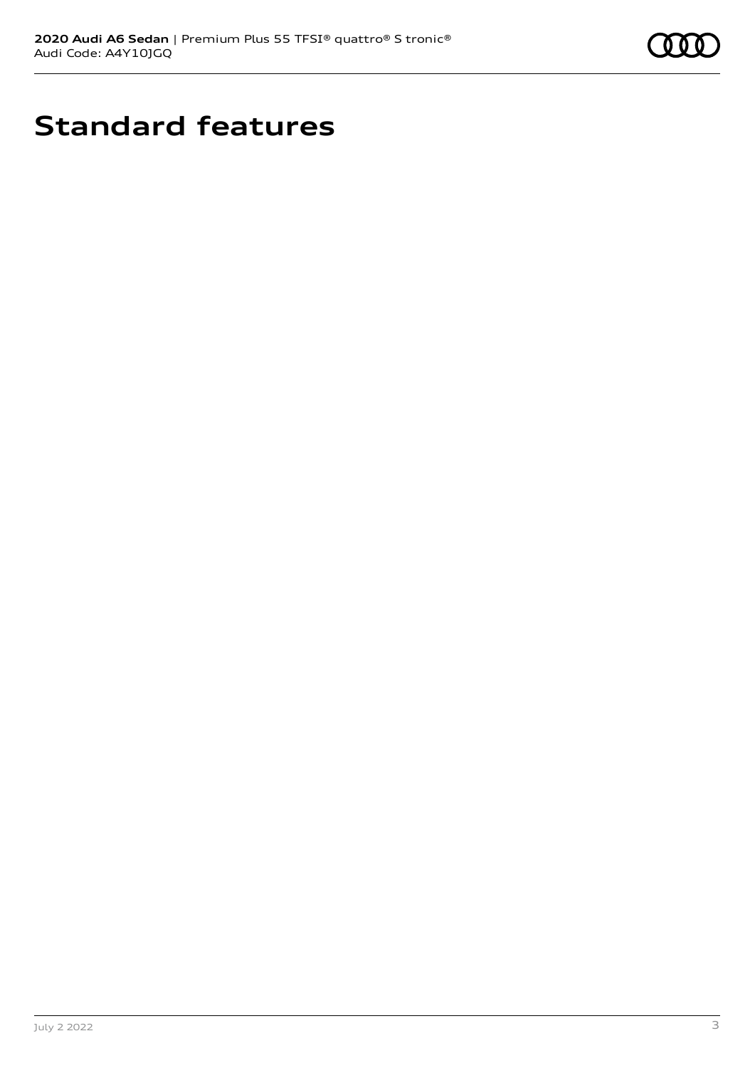# Standard features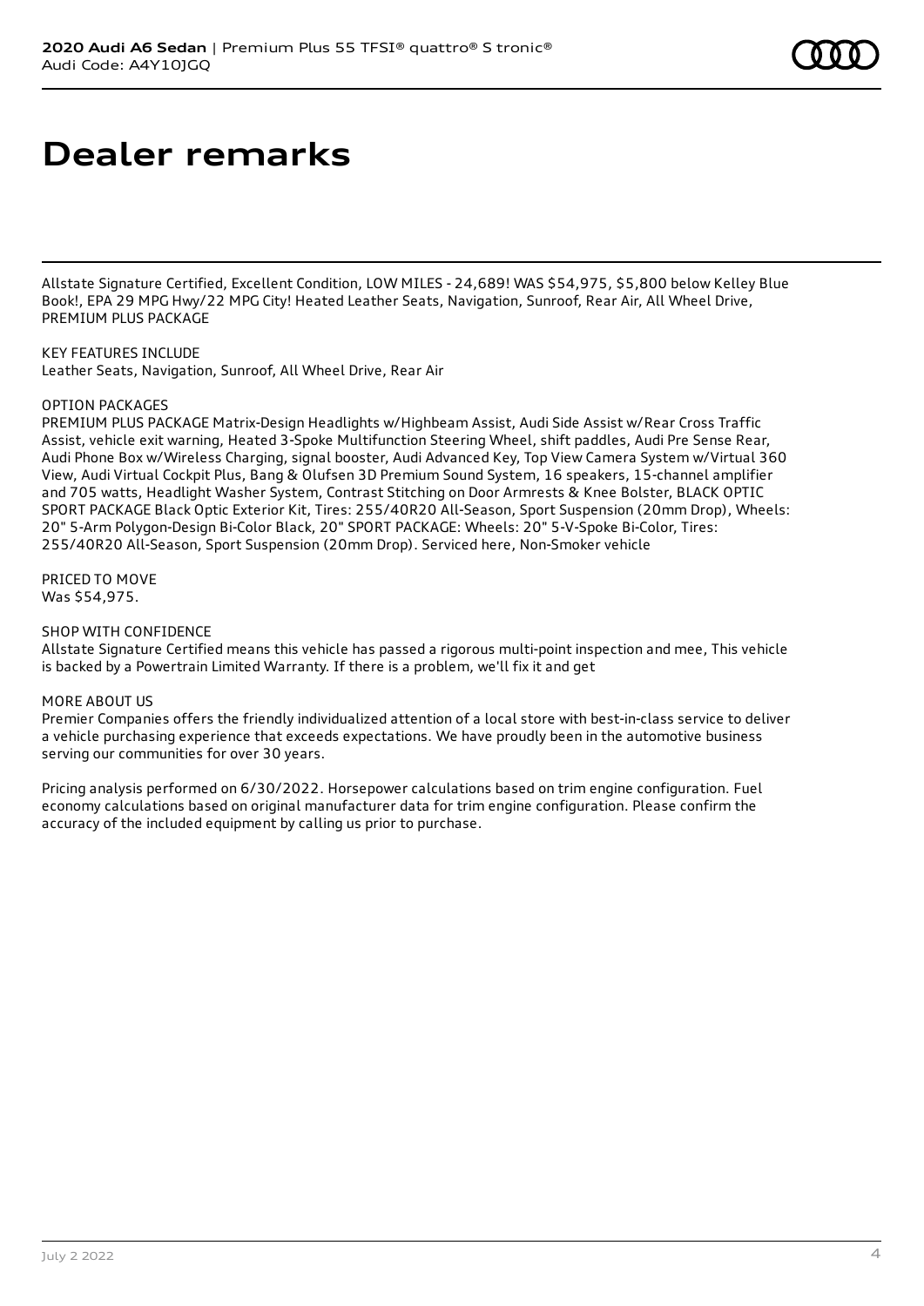# Dealer remarks

Allstate Signature Certified, Excellent Condition, LOW MILES - 24,689! WAS $54,975, $5,800 below Kelley Blue Book!, EPA 29 MPG Hwy/22 MPG City! Heated Leather Seats, Navigation, Sunroof, Rear Air, All Wheel Drive, PREMIUM PLUS PACKAGE

KEY FEATURES INCLUDE
Leather Seats, Navigation, Sunroof, All Wheel Drive, Rear Air

OPTION PACKAGES
PREMIUM PLUS PACKAGE Matrix-Design Headlights w/Highbeam Assist, Audi Side Assist w/Rear Cross Traffic Assist, vehicle exit warning, Heated 3-Spoke Multifunction Steering Wheel, shift paddles, Audi Pre Sense Rear, Audi Phone Box w/Wireless Charging, signal booster, Audi Advanced Key, Top View Camera System w/Virtual 360 View, Audi Virtual Cockpit Plus, Bang & Olufsen 3D Premium Sound System, 16 speakers, 15-channel amplifier and 705 watts, Headlight Washer System, Contrast Stitching on Door Armrests & Knee Bolster, BLACK OPTIC SPORT PACKAGE Black Optic Exterior Kit, Tires: 255/40R20 All-Season, Sport Suspension (20mm Drop), Wheels: 20" 5-Arm Polygon-Design Bi-Color Black, 20" SPORT PACKAGE: Wheels: 20" 5-V-Spoke Bi-Color, Tires: 255/40R20 All-Season, Sport Suspension (20mm Drop). Serviced here, Non-Smoker vehicle

PRICED TO MOVE
Was $54,975.

SHOP WITH CONFIDENCE
Allstate Signature Certified means this vehicle has passed a rigorous multi-point inspection and mee, This vehicle is backed by a Powertrain Limited Warranty. If there is a problem, we'll fix it and get

MORE ABOUT US
Premier Companies offers the friendly individualized attention of a local store with best-in-class service to deliver a vehicle purchasing experience that exceeds expectations. We have proudly been in the automotive business serving our communities for over 30 years.

Pricing analysis performed on 6/30/2022. Horsepower calculations based on trim engine configuration. Fuel economy calculations based on original manufacturer data for trim engine configuration. Please confirm the accuracy of the included equipment by calling us prior to purchase.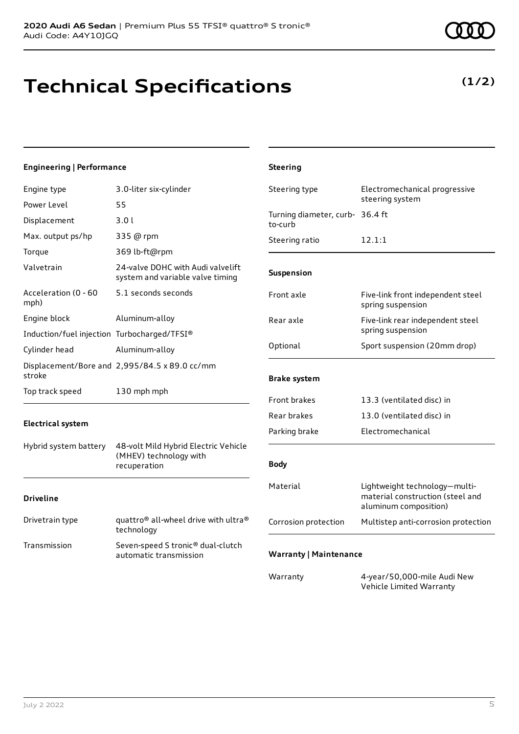# Technical Specifications

**(1/2)**

### Engineering | Performance

| | |
|---|---|
| Engine type | 3.0-liter six-cylinder |
| Power Level | 55 |
| Displacement | 3.0 l |
| Max. output ps/hp | 335 @ rpm |
| Torque | 369 lb-ft@rpm |
| Valvetrain | 24-valve DOHC with Audi valvelift system and variable valve timing |
| Acceleration (0 - 60 mph) | 5.1 seconds seconds |
| Engine block | Aluminum-alloy |
| Induction/fuel injection | Turbocharged/TFSI® |
| Cylinder head | Aluminum-alloy |
| Displacement/Bore and stroke | 2,995/84.5 x 89.0 cc/mm |
| Top track speed | 130 mph mph |

### Electrical system

| | |
|---|---|
| Hybrid system battery | 48-volt Mild Hybrid Electric Vehicle (MHEV) technology with recuperation |

### Driveline

| | |
|---|---|
| Drivetrain type | quattro® all-wheel drive with ultra® technology |
| Transmission | Seven-speed S tronic® dual-clutch automatic transmission |

### Steering

| | |
|---|---|
| Steering type | Electromechanical progressive steering system |
| Turning diameter, curb-to-curb | 36.4 ft |
| Steering ratio | 12.1:1 |

### Suspension

| | |
|---|---|
| Front axle | Five-link front independent steel spring suspension |
| Rear axle | Five-link rear independent steel spring suspension |
| Optional | Sport suspension (20mm drop) |

### Brake system

| | |
|---|---|
| Front brakes | 13.3 (ventilated disc) in |
| Rear brakes | 13.0 (ventilated disc) in |
| Parking brake | Electromechanical |

### Body

| | |
|---|---|
| Material | Lightweight technology—multi-material construction (steel and aluminum composition) |
| Corrosion protection | Multistep anti-corrosion protection |

### Warranty | Maintenance

| | |
|---|---|
| Warranty | 4-year/50,000-mile Audi New Vehicle Limited Warranty |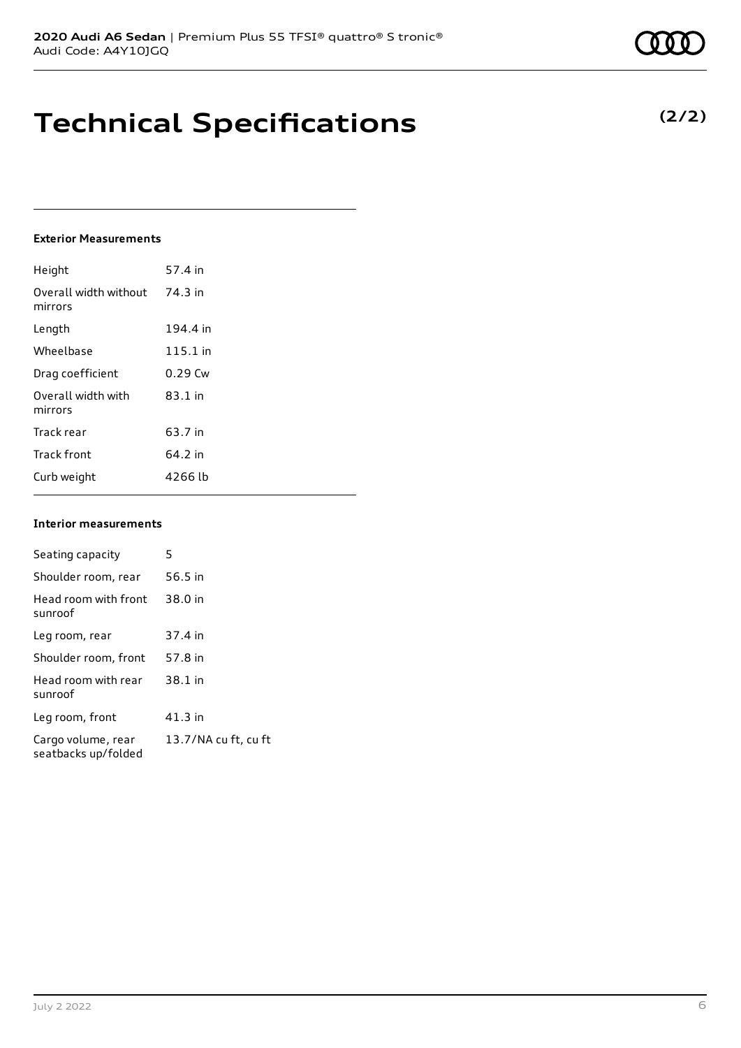# Technical Specifications

**(2/2)**

### Exterior Measurements

| | |
|---|---|
| Height | 57.4 in |
| Overall width without mirrors | 74.3 in |
| Length | 194.4 in |
| Wheelbase | 115.1 in |
| Drag coefficient | 0.29 Cw |
| Overall width with mirrors | 83.1 in |
| Track rear | 63.7 in |
| Track front | 64.2 in |
| Curb weight | 4266 lb |

### Interior measurements

| | |
|---|---|
| Seating capacity | 5 |
| Shoulder room, rear | 56.5 in |
| Head room with front sunroof | 38.0 in |
| Leg room, rear | 37.4 in |
| Shoulder room, front | 57.8 in |
| Head room with rear sunroof | 38.1 in |
| Leg room, front | 41.3 in |
| Cargo volume, rear seatbacks up/folded | 13.7/NA cu ft, cu ft |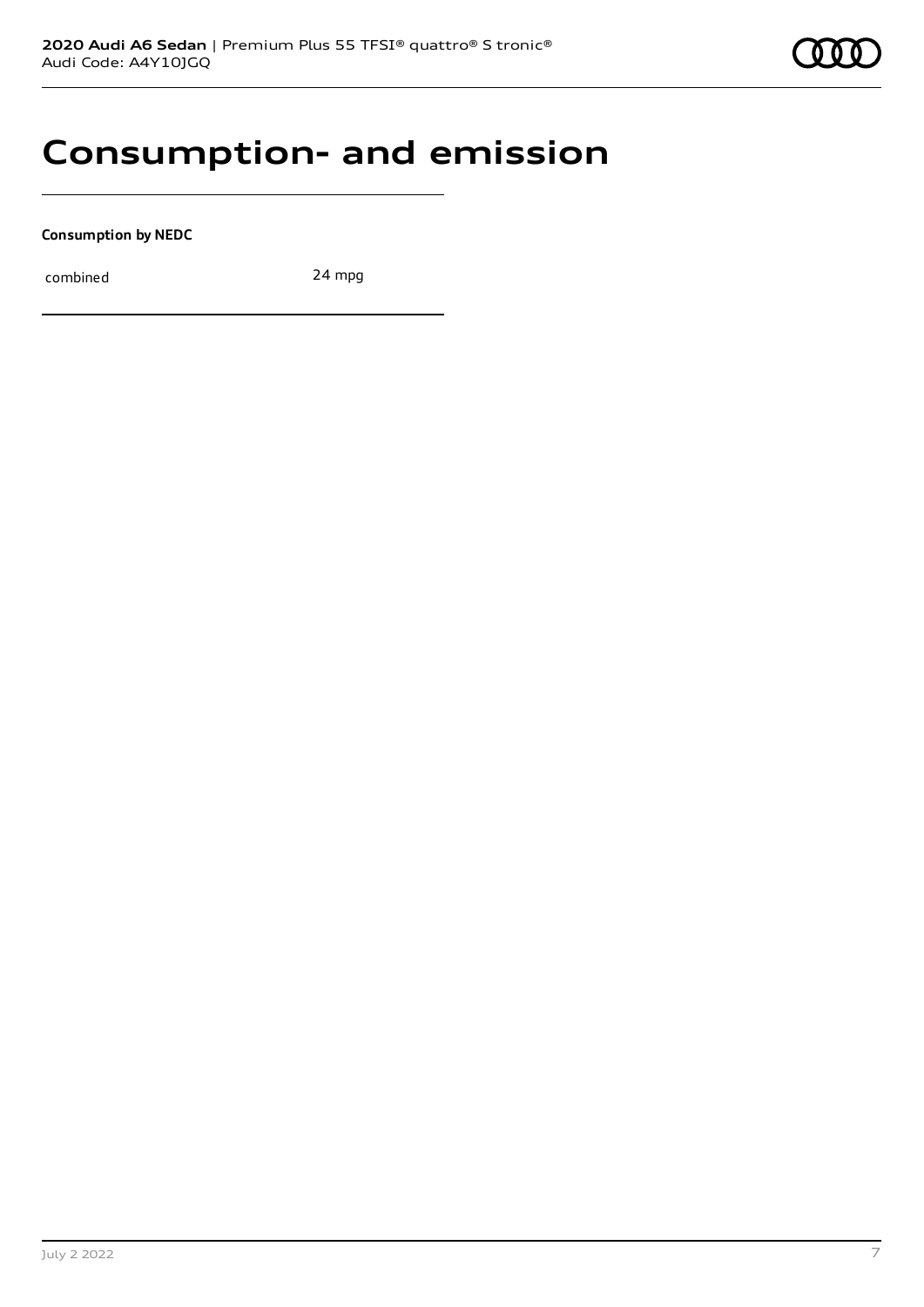# Consumption- and emission

**Consumption by NEDC**

| | |
|---|---|
| combined | 24 mpg |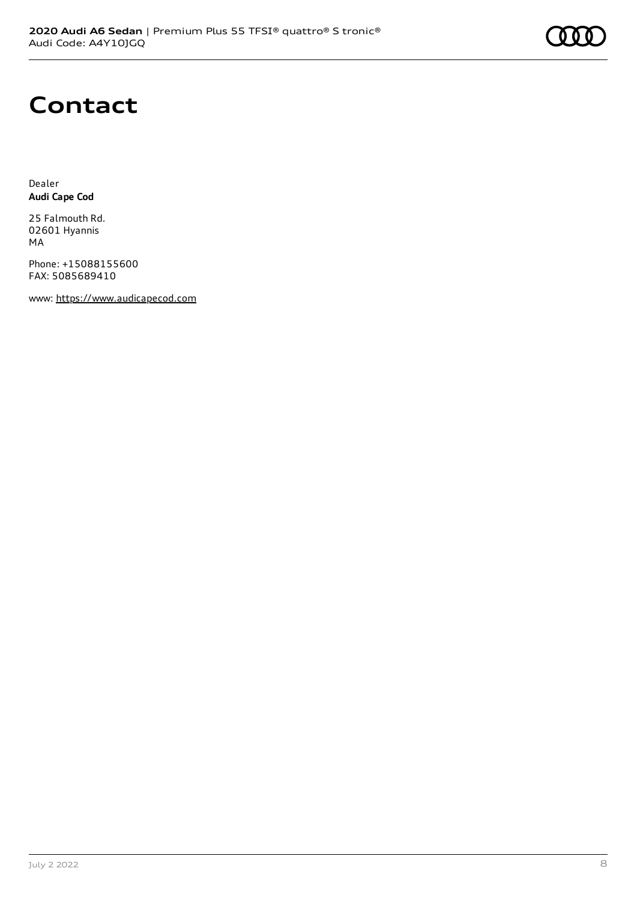# Contact

Dealer
**Audi Cape Cod**

25 Falmouth Rd.
02601 Hyannis
MA

Phone: +15088155600
FAX: 5085689410

www: https://www.audicapecod.com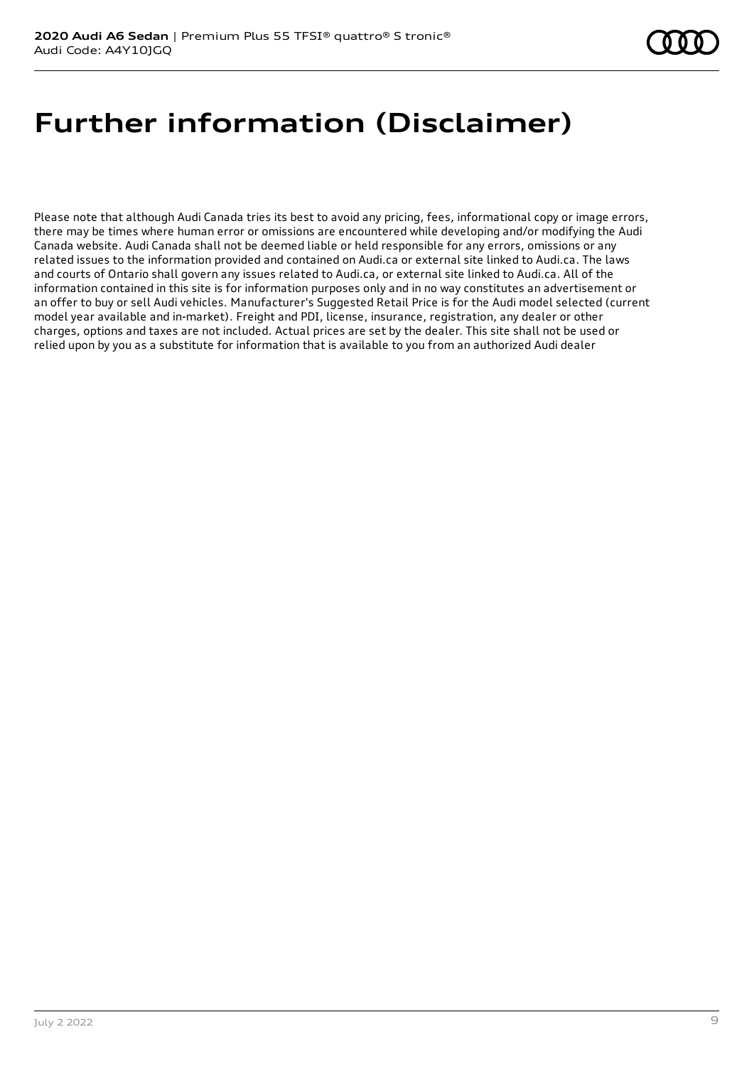# Further information (Disclaimer)

Please note that although Audi Canada tries its best to avoid any pricing, fees, informational copy or image errors, there may be times where human error or omissions are encountered while developing and/or modifying the Audi Canada website. Audi Canada shall not be deemed liable or held responsible for any errors, omissions or any related issues to the information provided and contained on Audi.ca or external site linked to Audi.ca. The laws and courts of Ontario shall govern any issues related to Audi.ca, or external site linked to Audi.ca. All of the information contained in this site is for information purposes only and in no way constitutes an advertisement or an offer to buy or sell Audi vehicles. Manufacturer's Suggested Retail Price is for the Audi model selected (current model year available and in-market). Freight and PDI, license, insurance, registration, any dealer or other charges, options and taxes are not included. Actual prices are set by the dealer. This site shall not be used or relied upon by you as a substitute for information that is available to you from an authorized Audi dealer